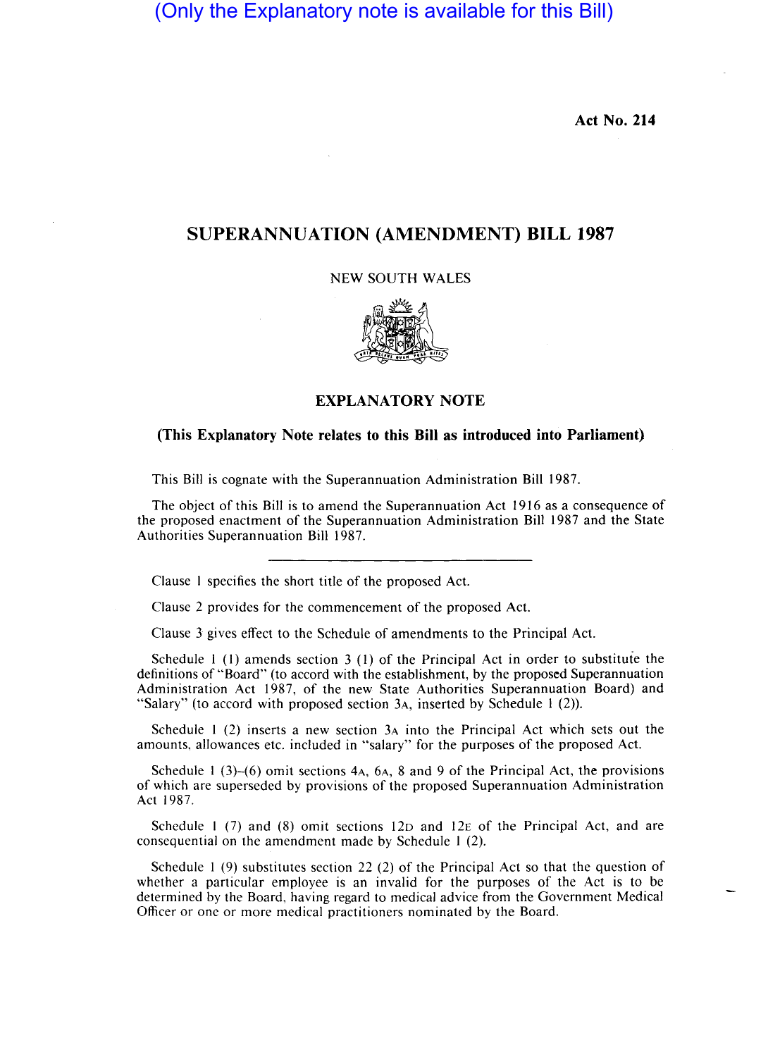(Only the Explanatory note is available for this Bill)

**Act No. 214**

# SUPERANNUATION (AMENDMENT) BILL 1987

NEW SOUTH WALES

## EXPLANATORY NOTE

**(This Explanatory Note relates to this Bill as introduced into Parliament)**

This Bill is cognate with the Superannuation Administration Bill 1987.

The object of this Bill is to amend the Superannuation Act 1916 as a consequence of the proposed enactment of the Superannuation Administration Bill 1987 and the State Authorities Superannuation Bill 1987.

---

Clause 1 specifies the short title of the proposed Act.

Clause 2 provides for the commencement of the proposed Act.

Clause 3 gives effect to the Schedule of amendments to the Principal Act.

Schedule 1 (1) amends section 3 (1) of the Principal Act in order to substitute the definitions of "Board" (to accord with the establishment, by the proposed Superannuation Administration Act 1987, of the new State Authorities Superannuation Board) and "Salary" (to accord with proposed section 3A, inserted by Schedule 1 (2)).

Schedule 1 (2) inserts a new section 3A into the Principal Act which sets out the amounts, allowances etc. included in "salary" for the purposes of the proposed Act.

Schedule 1 (3)–(6) omit sections 4A, 6A, 8 and 9 of the Principal Act, the provisions of which are superseded by provisions of the proposed Superannuation Administration Act 1987.

Schedule 1 (7) and (8) omit sections 12D and 12E of the Principal Act, and are consequential on the amendment made by Schedule 1 (2).

Schedule 1 (9) substitutes section 22 (2) of the Principal Act so that the question of whether a particular employee is an invalid for the purposes of the Act is to be determined by the Board, having regard to medical advice from the Government Medical Officer or one or more medical practitioners nominated by the Board.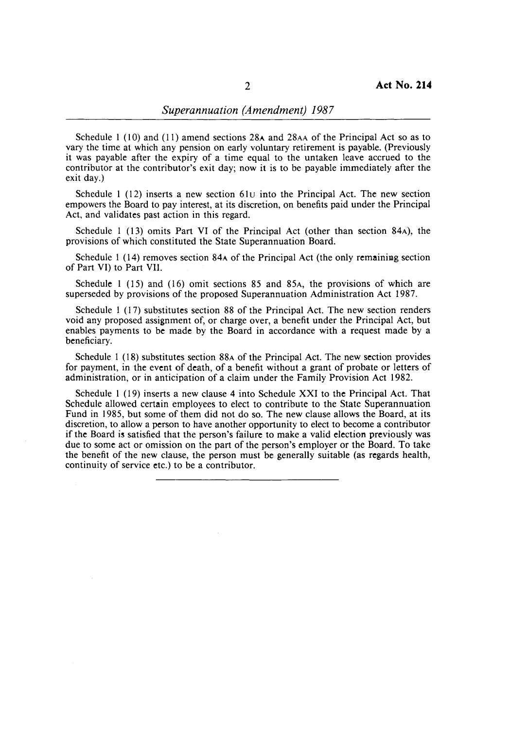Schedule 1 (10) and (11) amend sections 28A and 28AA of the Principal Act so as to vary the time at which any pension on early voluntary retirement is payable. (Previously it was payable after the expiry of a time equal to the untaken leave accrued to the contributor at the contributor's exit day; now it is to be payable immediately after the exit day.)

Schedule 1 (12) inserts a new section 61U into the Principal Act. The new section empowers the Board to pay interest, at its discretion, on benefits paid under the Principal Act, and validates past action in this regard.

Schedule 1 (13) omits Part VI of the Principal Act (other than section 84A), the provisions of which constituted the State Superannuation Board.

Schedule 1 (14) removes section 84A of the Principal Act (the only remaining section of Part VI) to Part VII.

Schedule 1 (15) and (16) omit sections 85 and 85A, the provisions of which are superseded by provisions of the proposed Superannuation Administration Act 1987.

Schedule 1 (17) substitutes section 88 of the Principal Act. The new section renders void any proposed assignment of, or charge over, a benefit under the Principal Act, but enables payments to be made by the Board in accordance with a request made by a beneficiary.

Schedule 1 (18) substitutes section 88A of the Principal Act. The new section provides for payment, in the event of death, of a benefit without a grant of probate or letters of administration, or in anticipation of a claim under the Family Provision Act 1982.

Schedule 1 (19) inserts a new clause 4 into Schedule XXI to the Principal Act. That Schedule allowed certain employees to elect to contribute to the State Superannuation Fund in 1985, but some of them did not do so. The new clause allows the Board, at its discretion, to allow a person to have another opportunity to elect to become a contributor if the Board is satisfied that the person's failure to make a valid election previously was due to some act or omission on the part of the person's employer or the Board. To take the benefit of the new clause, the person must be generally suitable (as regards health, continuity of service etc.) to be a contributor.